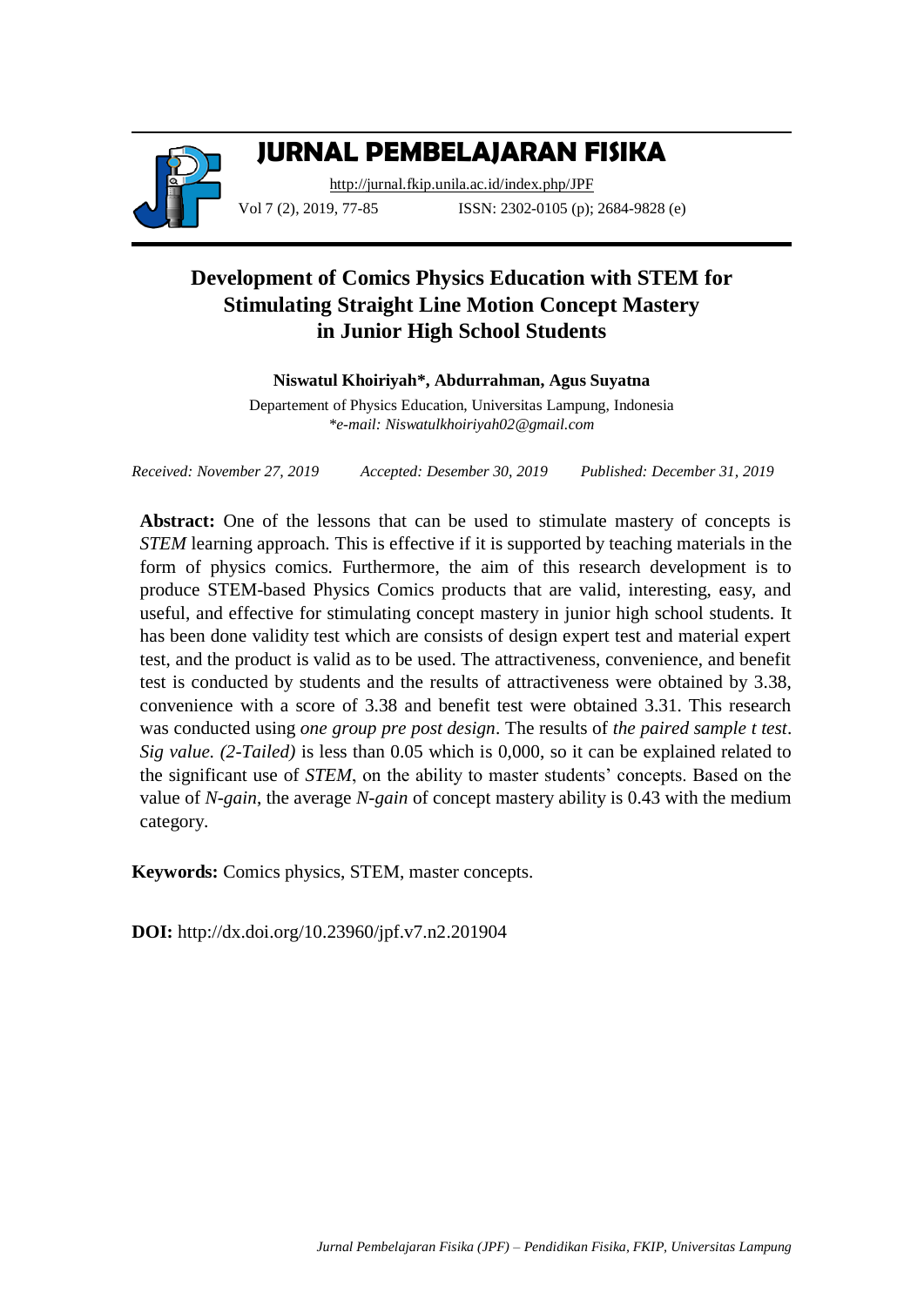# JURNAL PEMBELAJARAN FISIKA

http://jurnal.fkip.unila.ac.id/index.php/JPF

Vol 7 (2), 2019, 77-85 ISSN: 2302-0105 (p); 2684-9828 (e)

## Development of Comics Physics Education with STEM for Stimulating Straight Line Motion Concept Mastery in Junior High School Students

**Niswatul Khoiriyah*, Abdurrahman, Agus Suyatna**

Departement of Physics Education, Universitas Lampung, Indonesia
*\*e-mail: Niswatulkhoiriyah02@gmail.com*

*Received: November 27, 2019* *Accepted: Desember 30, 2019* *Published: December 31, 2019*

**Abstract:** One of the lessons that can be used to stimulate mastery of concepts is *STEM* learning approach. This is effective if it is supported by teaching materials in the form of physics comics. Furthermore, the aim of this research development is to produce STEM-based Physics Comics products that are valid, interesting, easy, and useful, and effective for stimulating concept mastery in junior high school students. It has been done validity test which are consists of design expert test and material expert test, and the product is valid as to be used. The attractiveness, convenience, and benefit test is conducted by students and the results of attractiveness were obtained by 3.38, convenience with a score of 3.38 and benefit test were obtained 3.31. This research was conducted using *one group pre post design*. The results of *the paired sample t test*. *Sig value. (2-Tailed)* is less than 0.05 which is 0,000, so it can be explained related to the significant use of *STEM*, on the ability to master students' concepts. Based on the value of *N-gain*, the average *N-gain* of concept mastery ability is 0.43 with the medium category.

**Keywords:** Comics physics, STEM, master concepts.

**DOI:** http://dx.doi.org/10.23960/jpf.v7.n2.201904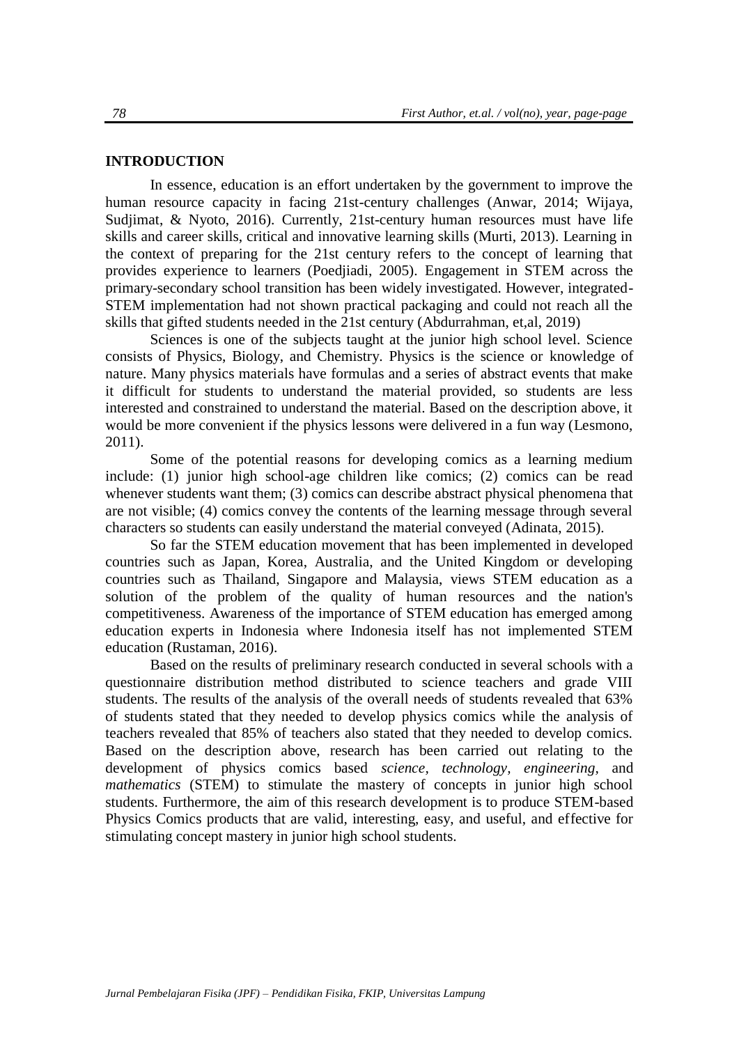## INTRODUCTION

In essence, education is an effort undertaken by the government to improve the human resource capacity in facing 21st-century challenges (Anwar, 2014; Wijaya, Sudjimat, & Nyoto, 2016). Currently, 21st-century human resources must have life skills and career skills, critical and innovative learning skills (Murti, 2013). Learning in the context of preparing for the 21st century refers to the concept of learning that provides experience to learners (Poedjiadi, 2005). Engagement in STEM across the primary-secondary school transition has been widely investigated. However, integrated-STEM implementation had not shown practical packaging and could not reach all the skills that gifted students needed in the 21st century (Abdurrahman, et,al, 2019)

Sciences is one of the subjects taught at the junior high school level. Science consists of Physics, Biology, and Chemistry. Physics is the science or knowledge of nature. Many physics materials have formulas and a series of abstract events that make it difficult for students to understand the material provided, so students are less interested and constrained to understand the material. Based on the description above, it would be more convenient if the physics lessons were delivered in a fun way (Lesmono, 2011).

Some of the potential reasons for developing comics as a learning medium include: (1) junior high school-age children like comics; (2) comics can be read whenever students want them; (3) comics can describe abstract physical phenomena that are not visible; (4) comics convey the contents of the learning message through several characters so students can easily understand the material conveyed (Adinata, 2015).

So far the STEM education movement that has been implemented in developed countries such as Japan, Korea, Australia, and the United Kingdom or developing countries such as Thailand, Singapore and Malaysia, views STEM education as a solution of the problem of the quality of human resources and the nation's competitiveness. Awareness of the importance of STEM education has emerged among education experts in Indonesia where Indonesia itself has not implemented STEM education (Rustaman, 2016).

Based on the results of preliminary research conducted in several schools with a questionnaire distribution method distributed to science teachers and grade VIII students. The results of the analysis of the overall needs of students revealed that 63% of students stated that they needed to develop physics comics while the analysis of teachers revealed that 85% of teachers also stated that they needed to develop comics. Based on the description above, research has been carried out relating to the development of physics comics based *science, technology, engineering,* and *mathematics* (STEM) to stimulate the mastery of concepts in junior high school students. Furthermore, the aim of this research development is to produce STEM-based Physics Comics products that are valid, interesting, easy, and useful, and effective for stimulating concept mastery in junior high school students.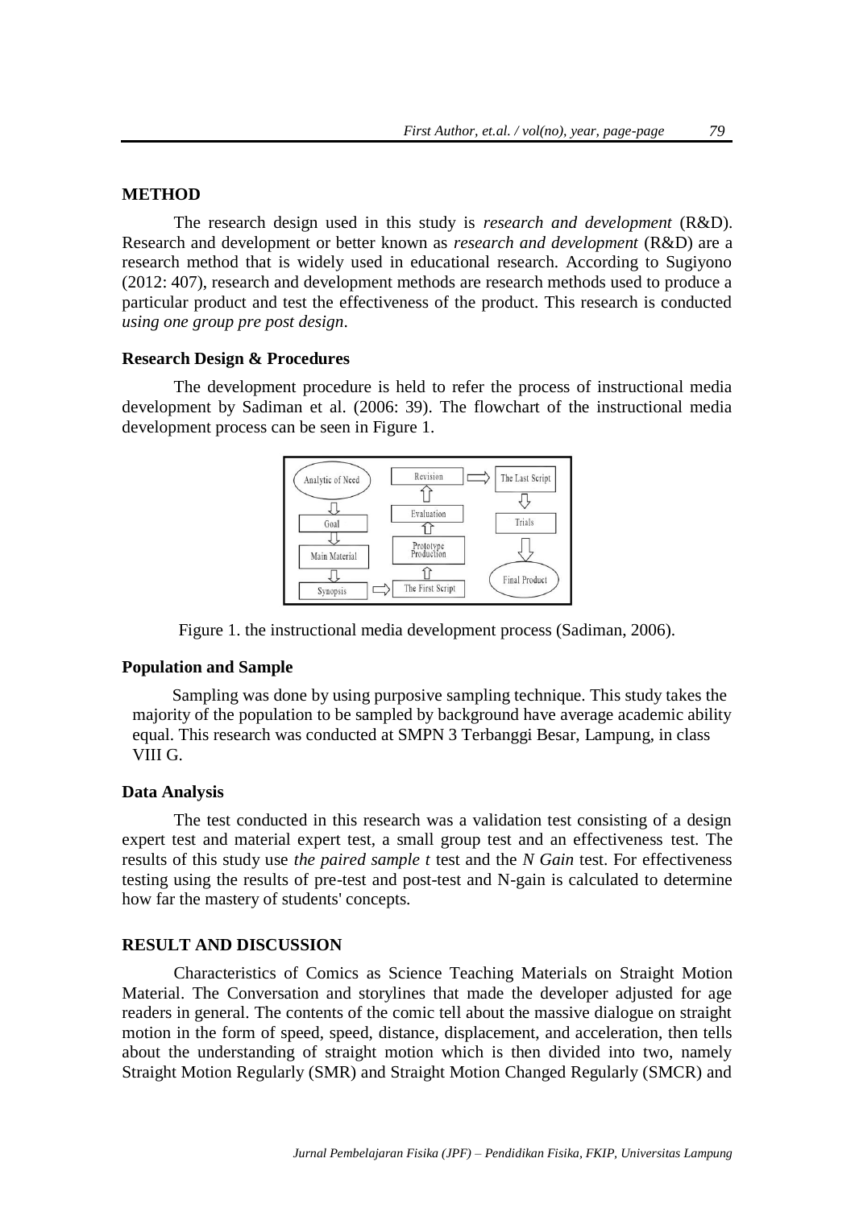## METHOD

The research design used in this study is *research and development* (R&D). Research and development or better known as *research and development* (R&D) are a research method that is widely used in educational research. According to Sugiyono (2012: 407), research and development methods are research methods used to produce a particular product and test the effectiveness of the product. This research is conducted *using one group pre post design*.

### Research Design & Procedures

The development procedure is held to refer the process of instructional media development by Sadiman et al. (2006: 39). The flowchart of the instructional media development process can be seen in Figure 1.

Figure 1. the instructional media development process (Sadiman, 2006).

### Population and Sample

Sampling was done by using purposive sampling technique. This study takes the majority of the population to be sampled by background have average academic ability equal. This research was conducted at SMPN 3 Terbanggi Besar, Lampung, in class VIII G.

### Data Analysis

The test conducted in this research was a validation test consisting of a design expert test and material expert test, a small group test and an effectiveness test. The results of this study use *the paired sample t* test and the *N Gain* test. For effectiveness testing using the results of pre-test and post-test and N-gain is calculated to determine how far the mastery of students' concepts.

## RESULT AND DISCUSSION

Characteristics of Comics as Science Teaching Materials on Straight Motion Material. The Conversation and storylines that made the developer adjusted for age readers in general. The contents of the comic tell about the massive dialogue on straight motion in the form of speed, speed, distance, displacement, and acceleration, then tells about the understanding of straight motion which is then divided into two, namely Straight Motion Regularly (SMR) and Straight Motion Changed Regularly (SMCR) and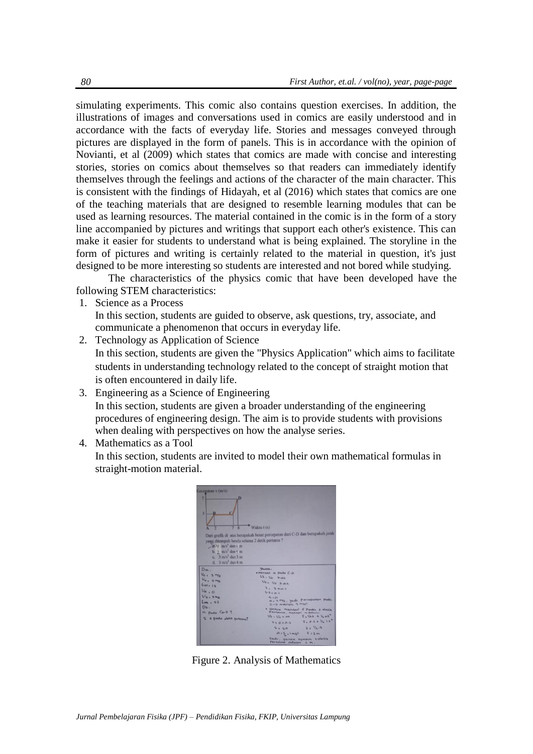simulating experiments. This comic also contains question exercises. In addition, the illustrations of images and conversations used in comics are easily understood and in accordance with the facts of everyday life. Stories and messages conveyed through pictures are displayed in the form of panels. This is in accordance with the opinion of Novianti, et al (2009) which states that comics are made with concise and interesting stories, stories on comics about themselves so that readers can immediately identify themselves through the feelings and actions of the character of the main character. This is consistent with the findings of Hidayah, et al (2016) which states that comics are one of the teaching materials that are designed to resemble learning modules that can be used as learning resources. The material contained in the comic is in the form of a story line accompanied by pictures and writings that support each other's existence. This can make it easier for students to understand what is being explained. The storyline in the form of pictures and writing is certainly related to the material in question, it's just designed to be more interesting so students are interested and not bored while studying.

The characteristics of the physics comic that have been developed have the following STEM characteristics:

1. Science as a Process
   In this section, students are guided to observe, ask questions, try, associate, and communicate a phenomenon that occurs in everyday life.
2. Technology as Application of Science
   In this section, students are given the "Physics Application" which aims to facilitate students in understanding technology related to the concept of straight motion that is often encountered in daily life.
3. Engineering as a Science of Engineering
   In this section, students are given a broader understanding of the engineering procedures of engineering design. The aim is to provide students with provisions when dealing with perspectives on how the analyse series.
4. Mathematics as a Tool
   In this section, students are invited to model their own mathematical formulas in straight-motion material.

Figure 2. Analysis of Mathematics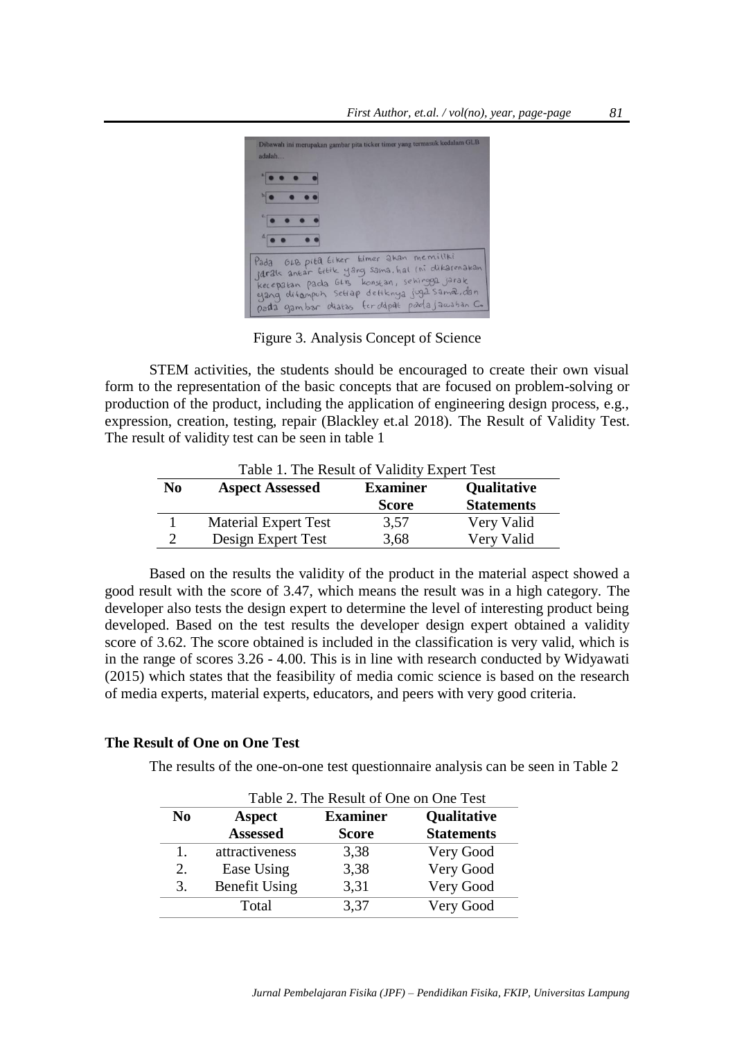Figure 3. Analysis Concept of Science

STEM activities, the students should be encouraged to create their own visual form to the representation of the basic concepts that are focused on problem-solving or production of the product, including the application of engineering design process, e.g., expression, creation, testing, repair (Blackley et.al 2018). The Result of Validity Test. The result of validity test can be seen in table 1

Table 1. The Result of Validity Expert Test

| No | Aspect Assessed | Examiner Score | Qualitative Statements |
|---|---|---|---|
| 1 | Material Expert Test | 3,57 | Very Valid |
| 2 | Design Expert Test | 3,68 | Very Valid |

Based on the results the validity of the product in the material aspect showed a good result with the score of 3.47, which means the result was in a high category. The developer also tests the design expert to determine the level of interesting product being developed. Based on the test results the developer design expert obtained a validity score of 3.62. The score obtained is included in the classification is very valid, which is in the range of scores 3.26 - 4.00. This is in line with research conducted by Widyawati (2015) which states that the feasibility of media comic science is based on the research of media experts, material experts, educators, and peers with very good criteria.

**The Result of One on One Test**

The results of the one-on-one test questionnaire analysis can be seen in Table 2

Table 2. The Result of One on One Test

| No | Aspect Assessed | Examiner Score | Qualitative Statements |
|---|---|---|---|
| 1. | attractiveness | 3,38 | Very Good |
| 2. | Ease Using | 3,38 | Very Good |
| 3. | Benefit Using | 3,31 | Very Good |
| | Total | 3,37 | Very Good |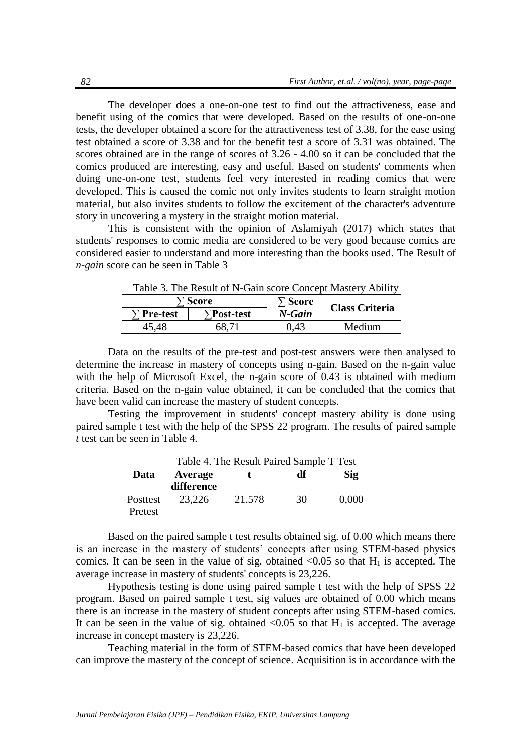The developer does a one-on-one test to find out the attractiveness, ease and benefit using of the comics that were developed. Based on the results of one-on-one tests, the developer obtained a score for the attractiveness test of 3.38, for the ease using test obtained a score of 3.38 and for the benefit test a score of 3.31 was obtained. The scores obtained are in the range of scores of 3.26 - 4.00 so it can be concluded that the comics produced are interesting, easy and useful. Based on students' comments when doing one-on-one test, students feel very interested in reading comics that were developed. This is caused the comic not only invites students to learn straight motion material, but also invites students to follow the excitement of the character's adventure story in uncovering a mystery in the straight motion material.

This is consistent with the opinion of Aslamiyah (2017) which states that students' responses to comic media are considered to be very good because comics are considered easier to understand and more interesting than the books used. The Result of *n-gain* score can be seen in Table 3

Table 3. The Result of N-Gain score Concept Mastery Ability

| ∑ Score | | ∑ Score *N-Gain* | Class Criteria |
|---|---|---|---|
| **∑ Pre-test** | **∑Post-test** | | |
| 45,48 | 68,71 | 0,43 | Medium |

Data on the results of the pre-test and post-test answers were then analysed to determine the increase in mastery of concepts using n-gain. Based on the n-gain value with the help of Microsoft Excel, the n-gain score of 0.43 is obtained with medium criteria. Based on the n-gain value obtained, it can be concluded that the comics that have been valid can increase the mastery of student concepts.

Testing the improvement in students' concept mastery ability is done using paired sample t test with the help of the SPSS 22 program. The results of paired sample *t* test can be seen in Table 4.

Table 4. The Result Paired Sample T Test

| Data | Average difference | t | df | Sig |
|---|---|---|---|---|
| Posttest Pretest | 23,226 | 21.578 | 30 | 0,000 |

Based on the paired sample t test results obtained sig. of 0.00 which means there is an increase in the mastery of students' concepts after using STEM-based physics comics. It can be seen in the value of sig. obtained $<0.05$ so that $H_1$ is accepted. The average increase in mastery of students' concepts is 23,226.

Hypothesis testing is done using paired sample t test with the help of SPSS 22 program. Based on paired sample t test, sig values are obtained of 0.00 which means there is an increase in the mastery of student concepts after using STEM-based comics. It can be seen in the value of sig. obtained $<0.05$ so that $H_1$ is accepted. The average increase in concept mastery is 23,226.

Teaching material in the form of STEM-based comics that have been developed can improve the mastery of the concept of science. Acquisition is in accordance with the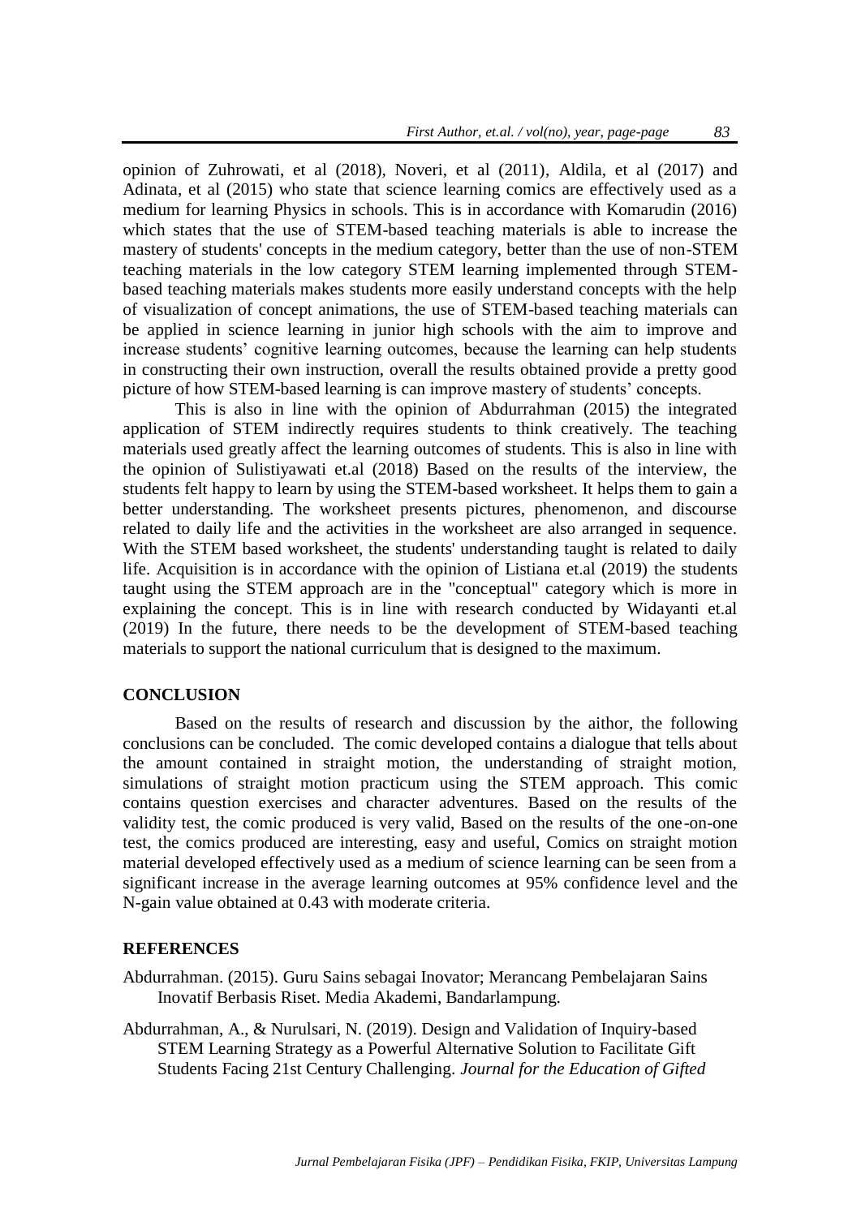opinion of Zuhrowati, et al (2018), Noveri, et al (2011), Aldila, et al (2017) and Adinata, et al (2015) who state that science learning comics are effectively used as a medium for learning Physics in schools. This is in accordance with Komarudin (2016) which states that the use of STEM-based teaching materials is able to increase the mastery of students' concepts in the medium category, better than the use of non-STEM teaching materials in the low category STEM learning implemented through STEM-based teaching materials makes students more easily understand concepts with the help of visualization of concept animations, the use of STEM-based teaching materials can be applied in science learning in junior high schools with the aim to improve and increase students' cognitive learning outcomes, because the learning can help students in constructing their own instruction, overall the results obtained provide a pretty good picture of how STEM-based learning is can improve mastery of students' concepts.

This is also in line with the opinion of Abdurrahman (2015) the integrated application of STEM indirectly requires students to think creatively. The teaching materials used greatly affect the learning outcomes of students. This is also in line with the opinion of Sulistiyawati et.al (2018) Based on the results of the interview, the students felt happy to learn by using the STEM-based worksheet. It helps them to gain a better understanding. The worksheet presents pictures, phenomenon, and discourse related to daily life and the activities in the worksheet are also arranged in sequence. With the STEM based worksheet, the students' understanding taught is related to daily life. Acquisition is in accordance with the opinion of Listiana et.al (2019) the students taught using the STEM approach are in the "conceptual" category which is more in explaining the concept. This is in line with research conducted by Widayanti et.al (2019) In the future, there needs to be the development of STEM-based teaching materials to support the national curriculum that is designed to the maximum.

## CONCLUSION

Based on the results of research and discussion by the aithor, the following conclusions can be concluded. The comic developed contains a dialogue that tells about the amount contained in straight motion, the understanding of straight motion, simulations of straight motion practicum using the STEM approach. This comic contains question exercises and character adventures. Based on the results of the validity test, the comic produced is very valid, Based on the results of the one-on-one test, the comics produced are interesting, easy and useful, Comics on straight motion material developed effectively used as a medium of science learning can be seen from a significant increase in the average learning outcomes at 95% confidence level and the N-gain value obtained at 0.43 with moderate criteria.

## REFERENCES

Abdurrahman. (2015). Guru Sains sebagai Inovator; Merancang Pembelajaran Sains Inovatif Berbasis Riset. Media Akademi, Bandarlampung.

Abdurrahman, A., & Nurulsari, N. (2019). Design and Validation of Inquiry-based STEM Learning Strategy as a Powerful Alternative Solution to Facilitate Gift Students Facing 21st Century Challenging. *Journal for the Education of Gifted*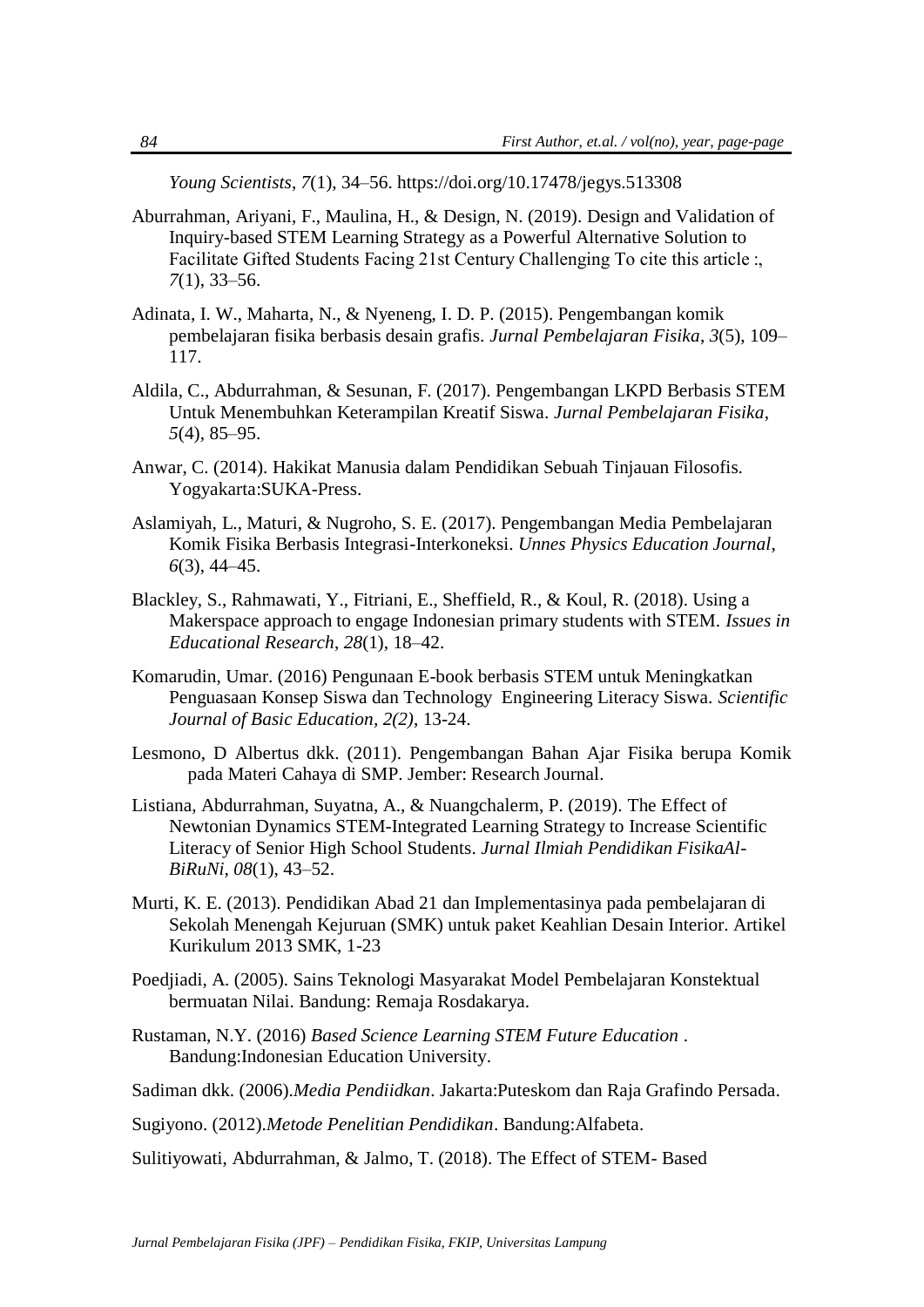*Young Scientists*, *7*(1), 34–56. https://doi.org/10.17478/jegys.513308

Aburrahman, Ariyani, F., Maulina, H., & Design, N. (2019). Design and Validation of Inquiry-based STEM Learning Strategy as a Powerful Alternative Solution to Facilitate Gifted Students Facing 21st Century Challenging To cite this article :, *7*(1), 33–56.

Adinata, I. W., Maharta, N., & Nyeneng, I. D. P. (2015). Pengembangan komik pembelajaran fisika berbasis desain grafis. *Jurnal Pembelajaran Fisika*, *3*(5), 109–117.

Aldila, C., Abdurrahman, & Sesunan, F. (2017). Pengembangan LKPD Berbasis STEM Untuk Menembuhkan Keterampilan Kreatif Siswa. *Jurnal Pembelajaran Fisika*, *5*(4), 85–95.

Anwar, C. (2014). Hakikat Manusia dalam Pendidikan Sebuah Tinjauan Filosofis. Yogyakarta:SUKA-Press.

Aslamiyah, L., Maturi, & Nugroho, S. E. (2017). Pengembangan Media Pembelajaran Komik Fisika Berbasis Integrasi-Interkoneksi. *Unnes Physics Education Journal*, *6*(3), 44–45.

Blackley, S., Rahmawati, Y., Fitriani, E., Sheffield, R., & Koul, R. (2018). Using a Makerspace approach to engage Indonesian primary students with STEM. *Issues in Educational Research*, *28*(1), 18–42.

Komarudin, Umar. (2016) Pengunaan E-book berbasis STEM untuk Meningkatkan Penguasaan Konsep Siswa dan Technology Engineering Literacy Siswa. *Scientific Journal of Basic Education, 2(2)*, 13-24.

Lesmono, D Albertus dkk. (2011). Pengembangan Bahan Ajar Fisika berupa Komik pada Materi Cahaya di SMP. Jember: Research Journal.

Listiana, Abdurrahman, Suyatna, A., & Nuangchalerm, P. (2019). The Effect of Newtonian Dynamics STEM-Integrated Learning Strategy to Increase Scientific Literacy of Senior High School Students. *Jurnal Ilmiah Pendidikan FisikaAl-BiRuNi*, *08*(1), 43–52.

Murti, K. E. (2013). Pendidikan Abad 21 dan Implementasinya pada pembelajaran di Sekolah Menengah Kejuruan (SMK) untuk paket Keahlian Desain Interior. Artikel Kurikulum 2013 SMK, 1-23

Poedjiadi, A. (2005). Sains Teknologi Masyarakat Model Pembelajaran Konstektual bermuatan Nilai. Bandung: Remaja Rosdakarya.

Rustaman, N.Y. (2016) *Based Science Learning STEM Future Education* . Bandung:Indonesian Education University.

Sadiman dkk. (2006).*Media Pendiidkan*. Jakarta:Puteskom dan Raja Grafindo Persada.

Sugiyono. (2012).*Metode Penelitian Pendidikan*. Bandung:Alfabeta.

Sulitiyowati, Abdurrahman, & Jalmo, T. (2018). The Effect of STEM- Based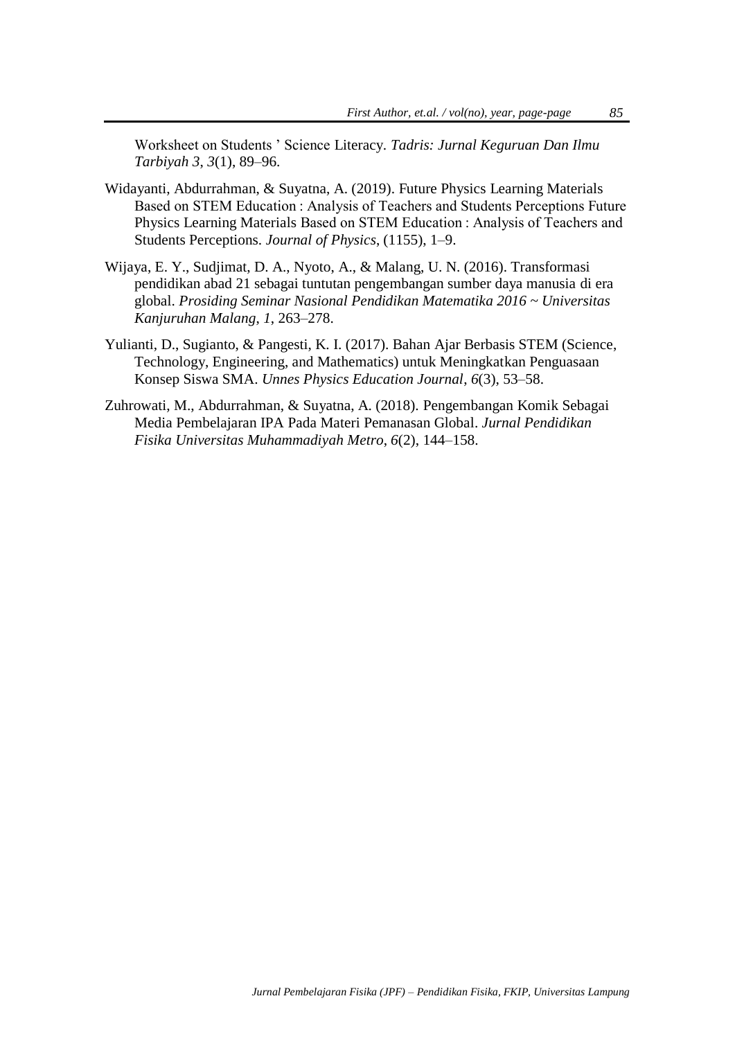Worksheet on Students ' Science Literacy. *Tadris: Jurnal Keguruan Dan Ilmu Tarbiyah 3*, *3*(1), 89–96.

Widayanti, Abdurrahman, & Suyatna, A. (2019). Future Physics Learning Materials Based on STEM Education : Analysis of Teachers and Students Perceptions Future Physics Learning Materials Based on STEM Education : Analysis of Teachers and Students Perceptions. *Journal of Physics*, (1155), 1–9.

Wijaya, E. Y., Sudjimat, D. A., Nyoto, A., & Malang, U. N. (2016). Transformasi pendidikan abad 21 sebagai tuntutan pengembangan sumber daya manusia di era global. *Prosiding Seminar Nasional Pendidikan Matematika 2016 ~ Universitas Kanjuruhan Malang*, *1*, 263–278.

Yulianti, D., Sugianto, & Pangesti, K. I. (2017). Bahan Ajar Berbasis STEM (Science, Technology, Engineering, and Mathematics) untuk Meningkatkan Penguasaan Konsep Siswa SMA. *Unnes Physics Education Journal*, *6*(3), 53–58.

Zuhrowati, M., Abdurrahman, & Suyatna, A. (2018). Pengembangan Komik Sebagai Media Pembelajaran IPA Pada Materi Pemanasan Global. *Jurnal Pendidikan Fisika Universitas Muhammadiyah Metro*, *6*(2), 144–158.